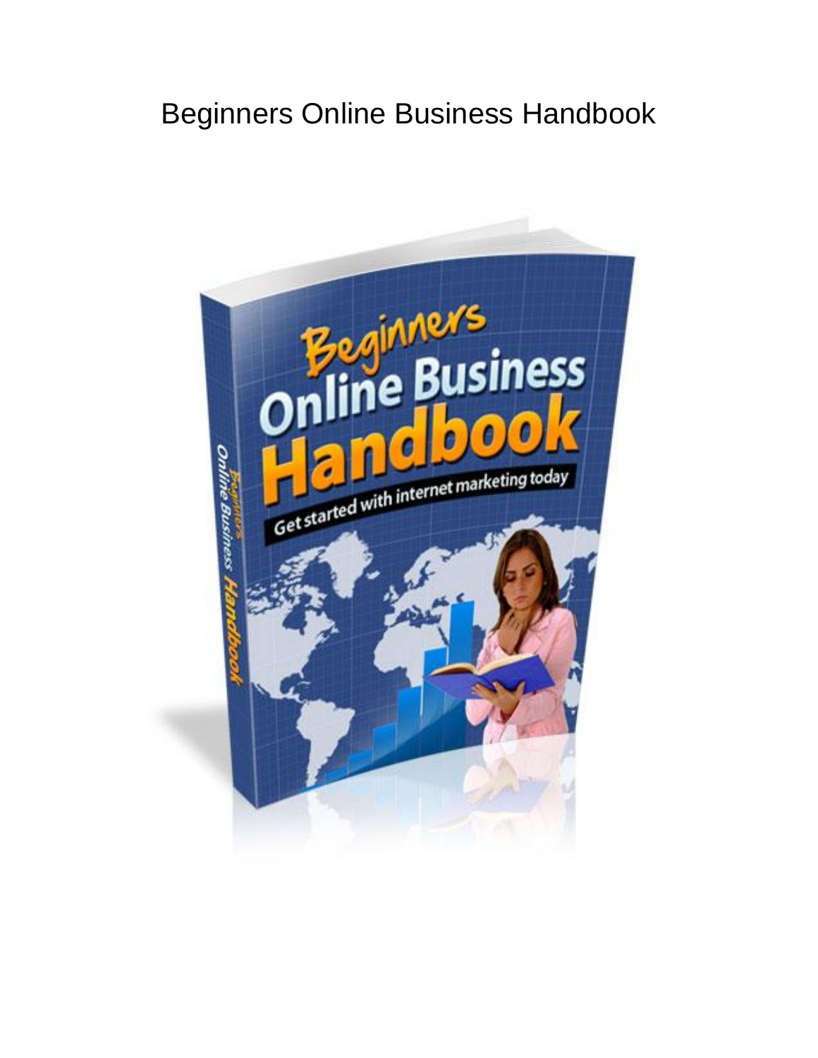# Beginners Online Business Handbook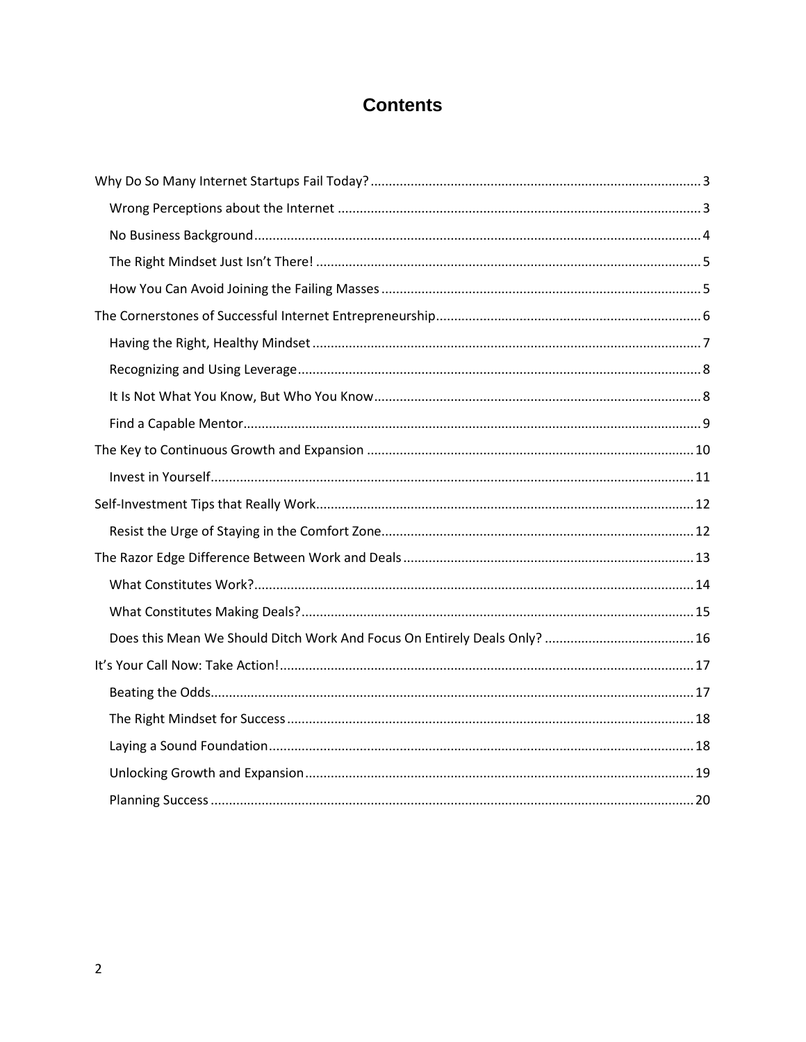# Contents

- Why Do So Many Internet Startups Fail Today? ........ 3
  - Wrong Perceptions about the Internet ........ 3
  - No Business Background ........ 4
  - The Right Mindset Just Isn't There! ........ 5
  - How You Can Avoid Joining the Failing Masses ........ 5
- The Cornerstones of Successful Internet Entrepreneurship ........ 6
  - Having the Right, Healthy Mindset ........ 7
  - Recognizing and Using Leverage ........ 8
  - It Is Not What You Know, But Who You Know ........ 8
  - Find a Capable Mentor ........ 9
- The Key to Continuous Growth and Expansion ........ 10
  - Invest in Yourself ........ 11
- Self-Investment Tips that Really Work ........ 12
  - Resist the Urge of Staying in the Comfort Zone ........ 12
- The Razor Edge Difference Between Work and Deals ........ 13
  - What Constitutes Work? ........ 14
  - What Constitutes Making Deals? ........ 15
  - Does this Mean We Should Ditch Work And Focus On Entirely Deals Only? ........ 16
- It's Your Call Now: Take Action! ........ 17
  - Beating the Odds ........ 17
  - The Right Mindset for Success ........ 18
  - Laying a Sound Foundation ........ 18
  - Unlocking Growth and Expansion ........ 19
  - Planning Success ........ 20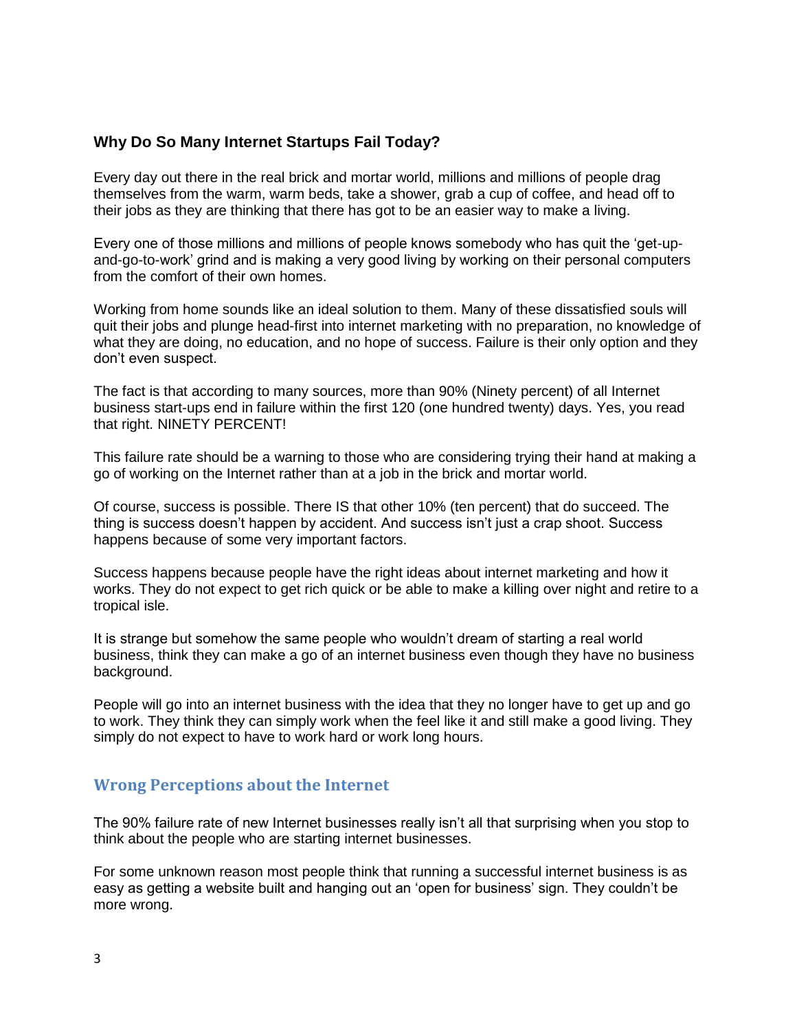### Why Do So Many Internet Startups Fail Today?

Every day out there in the real brick and mortar world, millions and millions of people drag themselves from the warm, warm beds, take a shower, grab a cup of coffee, and head off to their jobs as they are thinking that there has got to be an easier way to make a living.

Every one of those millions and millions of people knows somebody who has quit the 'get-up-and-go-to-work' grind and is making a very good living by working on their personal computers from the comfort of their own homes.

Working from home sounds like an ideal solution to them. Many of these dissatisfied souls will quit their jobs and plunge head-first into internet marketing with no preparation, no knowledge of what they are doing, no education, and no hope of success. Failure is their only option and they don't even suspect.

The fact is that according to many sources, more than 90% (Ninety percent) of all Internet business start-ups end in failure within the first 120 (one hundred twenty) days. Yes, you read that right. NINETY PERCENT!

This failure rate should be a warning to those who are considering trying their hand at making a go of working on the Internet rather than at a job in the brick and mortar world.

Of course, success is possible. There IS that other 10% (ten percent) that do succeed. The thing is success doesn't happen by accident. And success isn't just a crap shoot. Success happens because of some very important factors.

Success happens because people have the right ideas about internet marketing and how it works. They do not expect to get rich quick or be able to make a killing over night and retire to a tropical isle.

It is strange but somehow the same people who wouldn't dream of starting a real world business, think they can make a go of an internet business even though they have no business background.

People will go into an internet business with the idea that they no longer have to get up and go to work. They think they can simply work when the feel like it and still make a good living. They simply do not expect to have to work hard or work long hours.

## Wrong Perceptions about the Internet

The 90% failure rate of new Internet businesses really isn't all that surprising when you stop to think about the people who are starting internet businesses.

For some unknown reason most people think that running a successful internet business is as easy as getting a website built and hanging out an 'open for business' sign. They couldn't be more wrong.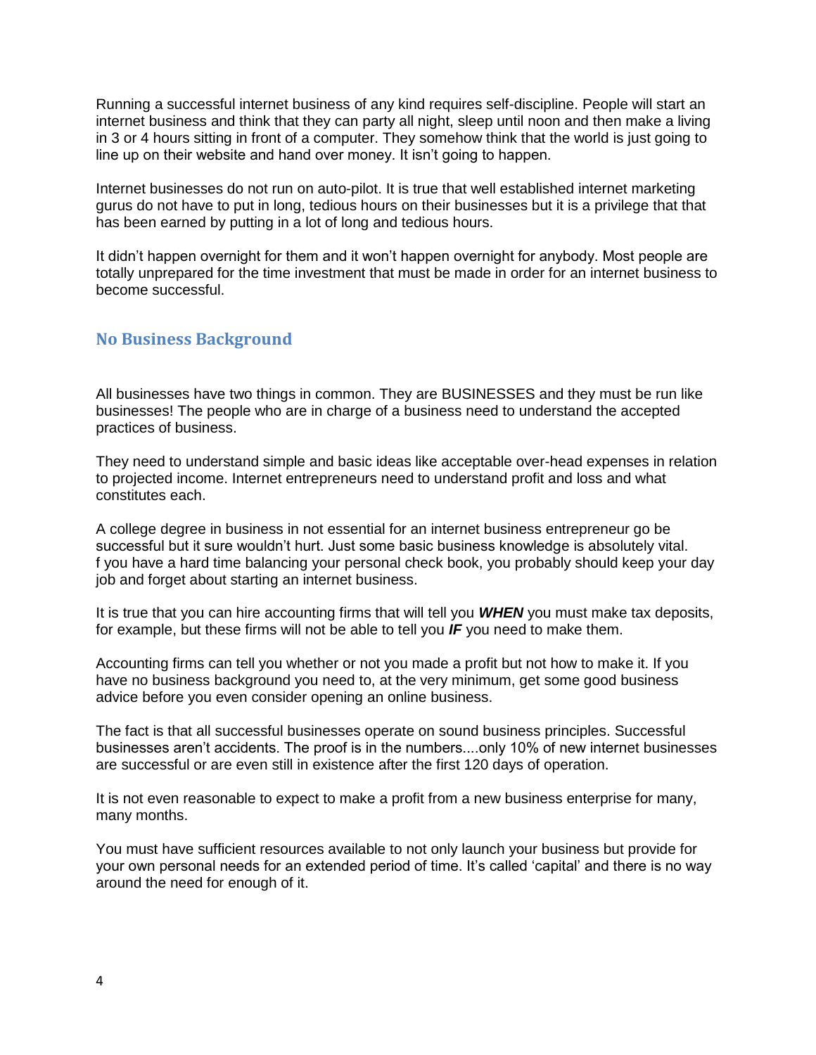Running a successful internet business of any kind requires self-discipline. People will start an internet business and think that they can party all night, sleep until noon and then make a living in 3 or 4 hours sitting in front of a computer. They somehow think that the world is just going to line up on their website and hand over money. It isn't going to happen.

Internet businesses do not run on auto-pilot. It is true that well established internet marketing gurus do not have to put in long, tedious hours on their businesses but it is a privilege that that has been earned by putting in a lot of long and tedious hours.

It didn't happen overnight for them and it won't happen overnight for anybody. Most people are totally unprepared for the time investment that must be made in order for an internet business to become successful.

## No Business Background

All businesses have two things in common. They are BUSINESSES and they must be run like businesses! The people who are in charge of a business need to understand the accepted practices of business.

They need to understand simple and basic ideas like acceptable over-head expenses in relation to projected income. Internet entrepreneurs need to understand profit and loss and what constitutes each.

A college degree in business in not essential for an internet business entrepreneur go be successful but it sure wouldn't hurt. Just some basic business knowledge is absolutely vital. f you have a hard time balancing your personal check book, you probably should keep your day job and forget about starting an internet business.

It is true that you can hire accounting firms that will tell you ***WHEN*** you must make tax deposits, for example, but these firms will not be able to tell you ***IF*** you need to make them.

Accounting firms can tell you whether or not you made a profit but not how to make it. If you have no business background you need to, at the very minimum, get some good business advice before you even consider opening an online business.

The fact is that all successful businesses operate on sound business principles. Successful businesses aren't accidents. The proof is in the numbers....only 10% of new internet businesses are successful or are even still in existence after the first 120 days of operation.

It is not even reasonable to expect to make a profit from a new business enterprise for many, many months.

You must have sufficient resources available to not only launch your business but provide for your own personal needs for an extended period of time. It's called 'capital' and there is no way around the need for enough of it.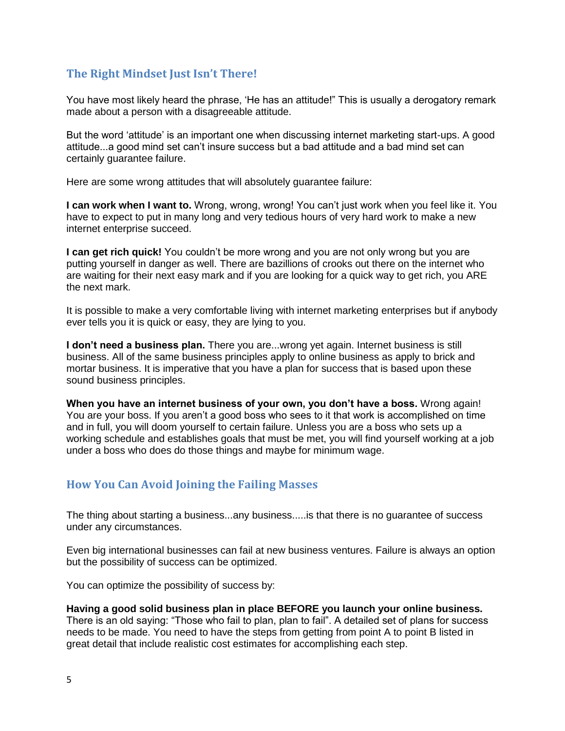## The Right Mindset Just Isn't There!

You have most likely heard the phrase, 'He has an attitude!" This is usually a derogatory remark made about a person with a disagreeable attitude.

But the word 'attitude' is an important one when discussing internet marketing start-ups. A good attitude...a good mind set can't insure success but a bad attitude and a bad mind set can certainly guarantee failure.

Here are some wrong attitudes that will absolutely guarantee failure:

**I can work when I want to.** Wrong, wrong, wrong! You can't just work when you feel like it. You have to expect to put in many long and very tedious hours of very hard work to make a new internet enterprise succeed.

**I can get rich quick!** You couldn't be more wrong and you are not only wrong but you are putting yourself in danger as well. There are bazillions of crooks out there on the internet who are waiting for their next easy mark and if you are looking for a quick way to get rich, you ARE the next mark.

It is possible to make a very comfortable living with internet marketing enterprises but if anybody ever tells you it is quick or easy, they are lying to you.

**I don't need a business plan.** There you are...wrong yet again. Internet business is still business. All of the same business principles apply to online business as apply to brick and mortar business. It is imperative that you have a plan for success that is based upon these sound business principles.

**When you have an internet business of your own, you don't have a boss.** Wrong again! You are your boss. If you aren't a good boss who sees to it that work is accomplished on time and in full, you will doom yourself to certain failure. Unless you are a boss who sets up a working schedule and establishes goals that must be met, you will find yourself working at a job under a boss who does do those things and maybe for minimum wage.

## How You Can Avoid Joining the Failing Masses

The thing about starting a business...any business.....is that there is no guarantee of success under any circumstances.

Even big international businesses can fail at new business ventures. Failure is always an option but the possibility of success can be optimized.

You can optimize the possibility of success by:

**Having a good solid business plan in place BEFORE you launch your online business.** There is an old saying: "Those who fail to plan, plan to fail". A detailed set of plans for success needs to be made. You need to have the steps from getting from point A to point B listed in great detail that include realistic cost estimates for accomplishing each step.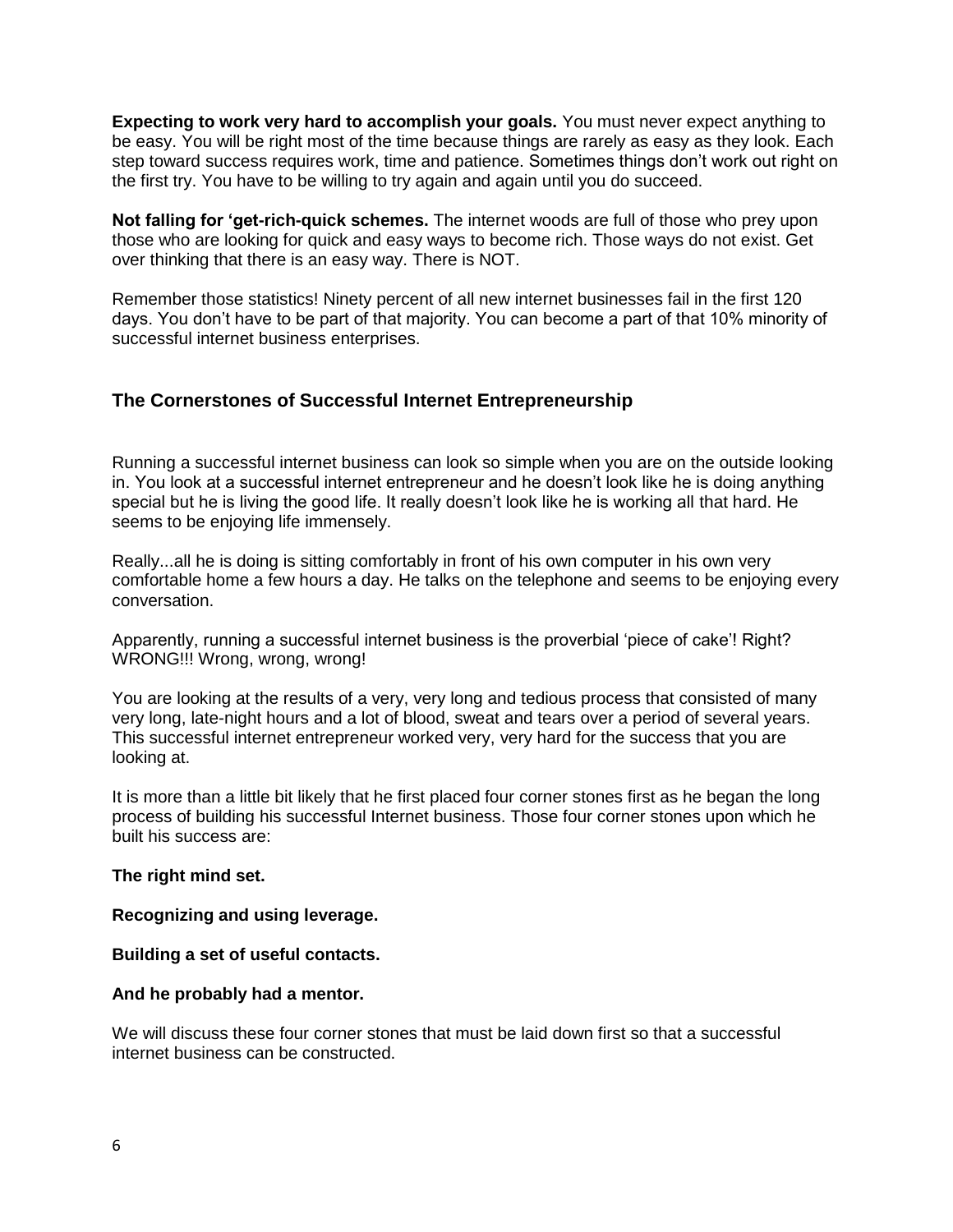**Expecting to work very hard to accomplish your goals.** You must never expect anything to be easy. You will be right most of the time because things are rarely as easy as they look. Each step toward success requires work, time and patience. Sometimes things don't work out right on the first try. You have to be willing to try again and again until you do succeed.

**Not falling for 'get-rich-quick schemes.** The internet woods are full of those who prey upon those who are looking for quick and easy ways to become rich. Those ways do not exist. Get over thinking that there is an easy way. There is NOT.

Remember those statistics! Ninety percent of all new internet businesses fail in the first 120 days. You don't have to be part of that majority. You can become a part of that 10% minority of successful internet business enterprises.

## The Cornerstones of Successful Internet Entrepreneurship

Running a successful internet business can look so simple when you are on the outside looking in. You look at a successful internet entrepreneur and he doesn't look like he is doing anything special but he is living the good life. It really doesn't look like he is working all that hard. He seems to be enjoying life immensely.

Really...all he is doing is sitting comfortably in front of his own computer in his own very comfortable home a few hours a day. He talks on the telephone and seems to be enjoying every conversation.

Apparently, running a successful internet business is the proverbial 'piece of cake'! Right? WRONG!!! Wrong, wrong, wrong!

You are looking at the results of a very, very long and tedious process that consisted of many very long, late-night hours and a lot of blood, sweat and tears over a period of several years. This successful internet entrepreneur worked very, very hard for the success that you are looking at.

It is more than a little bit likely that he first placed four corner stones first as he began the long process of building his successful Internet business. Those four corner stones upon which he built his success are:

**The right mind set.**

**Recognizing and using leverage.**

**Building a set of useful contacts.**

**And he probably had a mentor.**

We will discuss these four corner stones that must be laid down first so that a successful internet business can be constructed.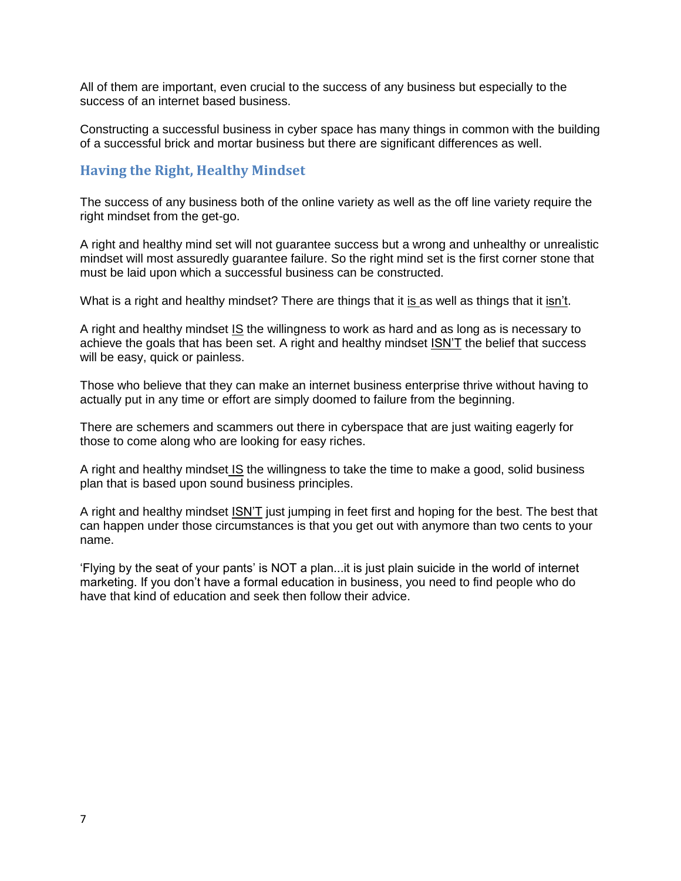All of them are important, even crucial to the success of any business but especially to the success of an internet based business.

Constructing a successful business in cyber space has many things in common with the building of a successful brick and mortar business but there are significant differences as well.

## Having the Right, Healthy Mindset

The success of any business both of the online variety as well as the off line variety require the right mindset from the get-go.

A right and healthy mind set will not guarantee success but a wrong and unhealthy or unrealistic mindset will most assuredly guarantee failure. So the right mind set is the first corner stone that must be laid upon which a successful business can be constructed.

What is a right and healthy mindset? There are things that it <u>is</u> as well as things that it <u>isn't</u>.

A right and healthy mindset <u>IS</u> the willingness to work as hard and as long as is necessary to achieve the goals that has been set. A right and healthy mindset <u>ISN'T</u> the belief that success will be easy, quick or painless.

Those who believe that they can make an internet business enterprise thrive without having to actually put in any time or effort are simply doomed to failure from the beginning.

There are schemers and scammers out there in cyberspace that are just waiting eagerly for those to come along who are looking for easy riches.

A right and healthy mindset <u>IS</u> the willingness to take the time to make a good, solid business plan that is based upon sound business principles.

A right and healthy mindset <u>ISN'T</u> just jumping in feet first and hoping for the best. The best that can happen under those circumstances is that you get out with anymore than two cents to your name.

'Flying by the seat of your pants' is NOT a plan...it is just plain suicide in the world of internet marketing. If you don't have a formal education in business, you need to find people who do have that kind of education and seek then follow their advice.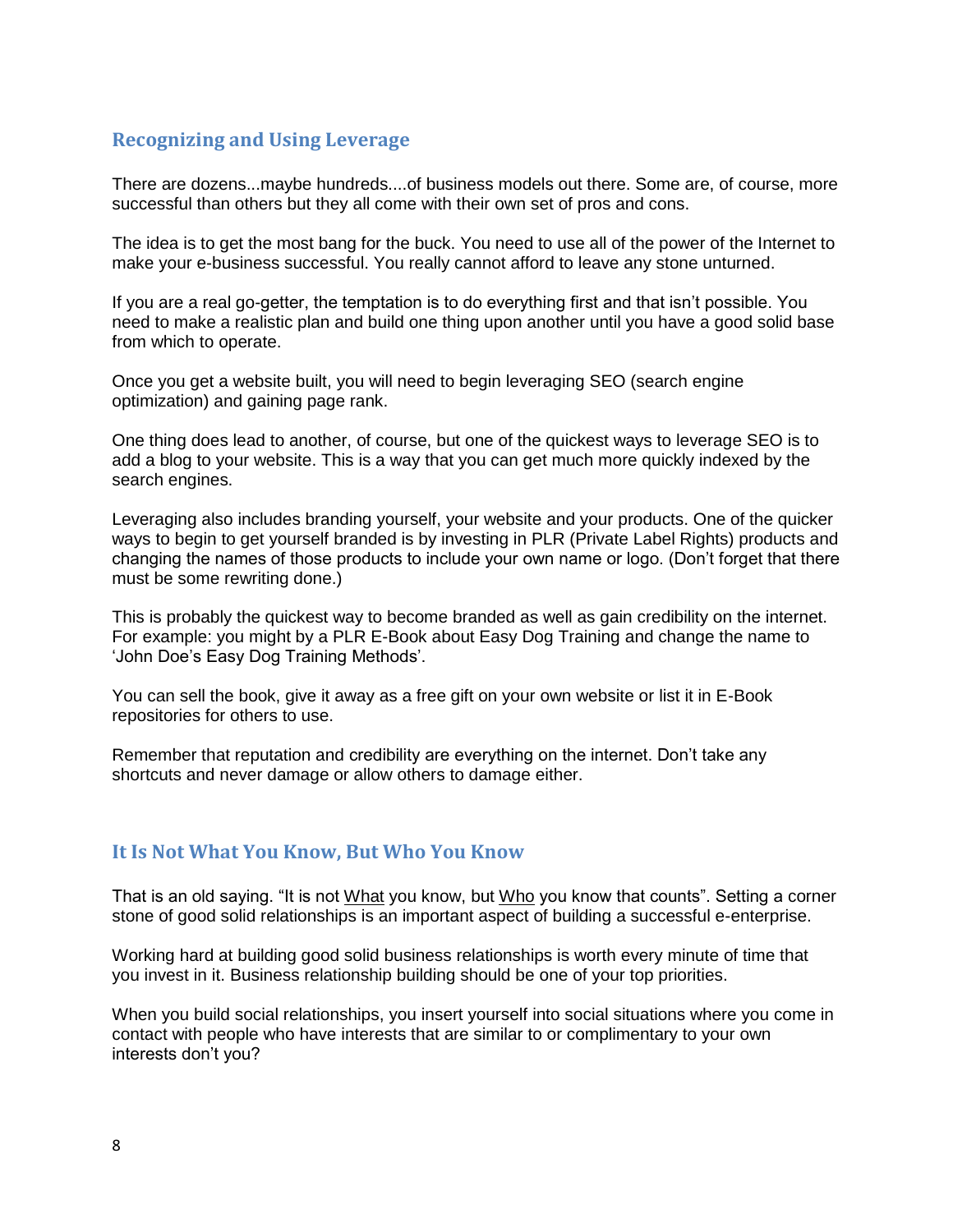## Recognizing and Using Leverage

There are dozens...maybe hundreds....of business models out there. Some are, of course, more successful than others but they all come with their own set of pros and cons.

The idea is to get the most bang for the buck. You need to use all of the power of the Internet to make your e-business successful. You really cannot afford to leave any stone unturned.

If you are a real go-getter, the temptation is to do everything first and that isn't possible. You need to make a realistic plan and build one thing upon another until you have a good solid base from which to operate.

Once you get a website built, you will need to begin leveraging SEO (search engine optimization) and gaining page rank.

One thing does lead to another, of course, but one of the quickest ways to leverage SEO is to add a blog to your website. This is a way that you can get much more quickly indexed by the search engines.

Leveraging also includes branding yourself, your website and your products. One of the quicker ways to begin to get yourself branded is by investing in PLR (Private Label Rights) products and changing the names of those products to include your own name or logo. (Don't forget that there must be some rewriting done.)

This is probably the quickest way to become branded as well as gain credibility on the internet. For example: you might by a PLR E-Book about Easy Dog Training and change the name to 'John Doe's Easy Dog Training Methods'.

You can sell the book, give it away as a free gift on your own website or list it in E-Book repositories for others to use.

Remember that reputation and credibility are everything on the internet. Don't take any shortcuts and never damage or allow others to damage either.

## It Is Not What You Know, But Who You Know

That is an old saying. "It is not <u>What</u> you know, but <u>Who</u> you know that counts". Setting a corner stone of good solid relationships is an important aspect of building a successful e-enterprise.

Working hard at building good solid business relationships is worth every minute of time that you invest in it. Business relationship building should be one of your top priorities.

When you build social relationships, you insert yourself into social situations where you come in contact with people who have interests that are similar to or complimentary to your own interests don't you?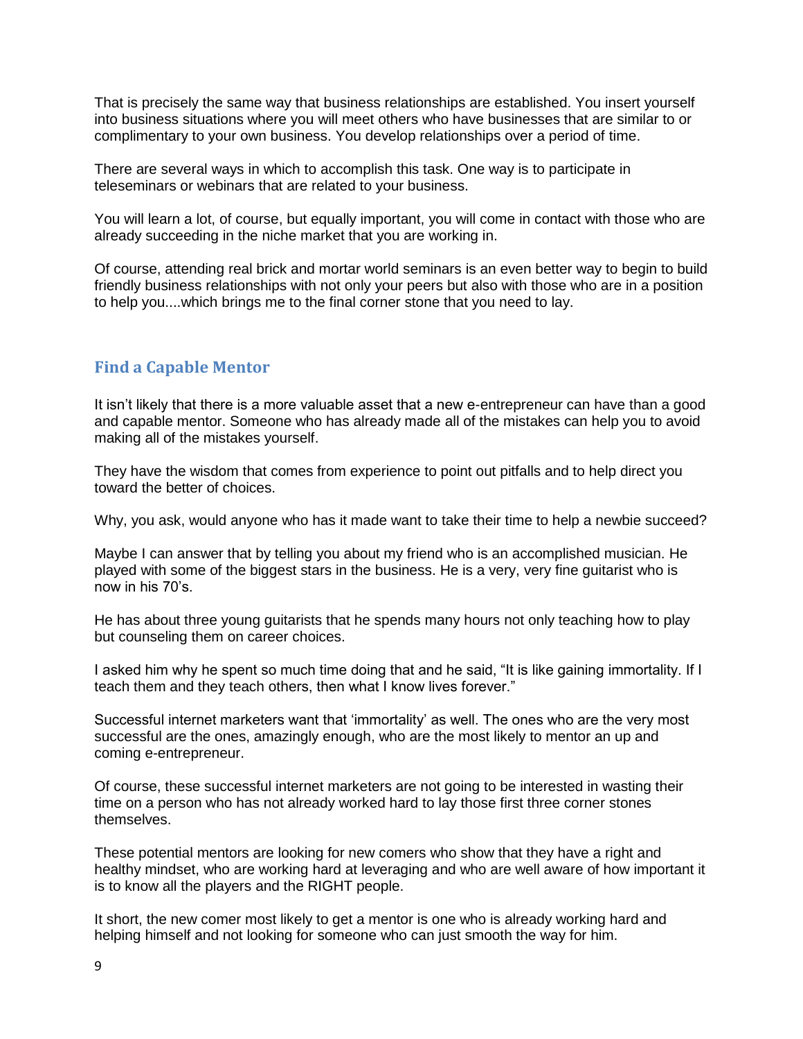That is precisely the same way that business relationships are established. You insert yourself into business situations where you will meet others who have businesses that are similar to or complimentary to your own business. You develop relationships over a period of time.

There are several ways in which to accomplish this task. One way is to participate in teleseminars or webinars that are related to your business.

You will learn a lot, of course, but equally important, you will come in contact with those who are already succeeding in the niche market that you are working in.

Of course, attending real brick and mortar world seminars is an even better way to begin to build friendly business relationships with not only your peers but also with those who are in a position to help you....which brings me to the final corner stone that you need to lay.

## Find a Capable Mentor

It isn't likely that there is a more valuable asset that a new e-entrepreneur can have than a good and capable mentor. Someone who has already made all of the mistakes can help you to avoid making all of the mistakes yourself.

They have the wisdom that comes from experience to point out pitfalls and to help direct you toward the better of choices.

Why, you ask, would anyone who has it made want to take their time to help a newbie succeed?

Maybe I can answer that by telling you about my friend who is an accomplished musician. He played with some of the biggest stars in the business. He is a very, very fine guitarist who is now in his 70's.

He has about three young guitarists that he spends many hours not only teaching how to play but counseling them on career choices.

I asked him why he spent so much time doing that and he said, "It is like gaining immortality. If I teach them and they teach others, then what I know lives forever."

Successful internet marketers want that 'immortality' as well. The ones who are the very most successful are the ones, amazingly enough, who are the most likely to mentor an up and coming e-entrepreneur.

Of course, these successful internet marketers are not going to be interested in wasting their time on a person who has not already worked hard to lay those first three corner stones themselves.

These potential mentors are looking for new comers who show that they have a right and healthy mindset, who are working hard at leveraging and who are well aware of how important it is to know all the players and the RIGHT people.

It short, the new comer most likely to get a mentor is one who is already working hard and helping himself and not looking for someone who can just smooth the way for him.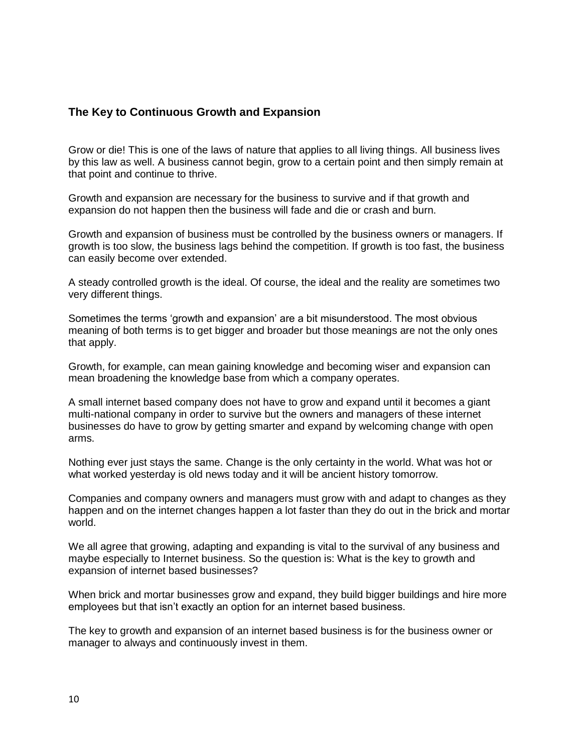## The Key to Continuous Growth and Expansion

Grow or die! This is one of the laws of nature that applies to all living things. All business lives by this law as well. A business cannot begin, grow to a certain point and then simply remain at that point and continue to thrive.

Growth and expansion are necessary for the business to survive and if that growth and expansion do not happen then the business will fade and die or crash and burn.

Growth and expansion of business must be controlled by the business owners or managers. If growth is too slow, the business lags behind the competition. If growth is too fast, the business can easily become over extended.

A steady controlled growth is the ideal. Of course, the ideal and the reality are sometimes two very different things.

Sometimes the terms 'growth and expansion' are a bit misunderstood. The most obvious meaning of both terms is to get bigger and broader but those meanings are not the only ones that apply.

Growth, for example, can mean gaining knowledge and becoming wiser and expansion can mean broadening the knowledge base from which a company operates.

A small internet based company does not have to grow and expand until it becomes a giant multi-national company in order to survive but the owners and managers of these internet businesses do have to grow by getting smarter and expand by welcoming change with open arms.

Nothing ever just stays the same. Change is the only certainty in the world. What was hot or what worked yesterday is old news today and it will be ancient history tomorrow.

Companies and company owners and managers must grow with and adapt to changes as they happen and on the internet changes happen a lot faster than they do out in the brick and mortar world.

We all agree that growing, adapting and expanding is vital to the survival of any business and maybe especially to Internet business. So the question is: What is the key to growth and expansion of internet based businesses?

When brick and mortar businesses grow and expand, they build bigger buildings and hire more employees but that isn't exactly an option for an internet based business.

The key to growth and expansion of an internet based business is for the business owner or manager to always and continuously invest in them.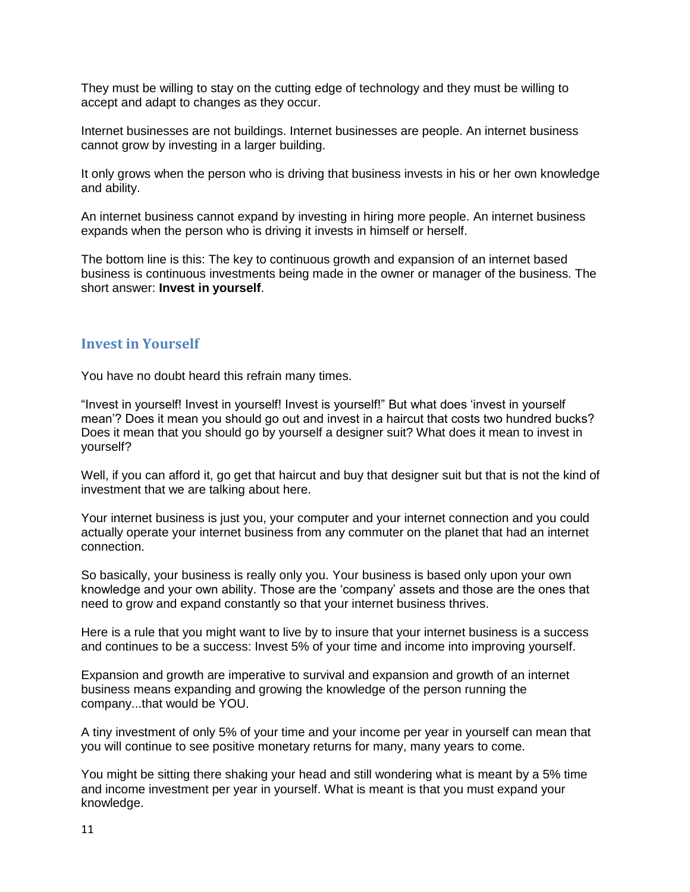They must be willing to stay on the cutting edge of technology and they must be willing to accept and adapt to changes as they occur.

Internet businesses are not buildings. Internet businesses are people. An internet business cannot grow by investing in a larger building.

It only grows when the person who is driving that business invests in his or her own knowledge and ability.

An internet business cannot expand by investing in hiring more people. An internet business expands when the person who is driving it invests in himself or herself.

The bottom line is this: The key to continuous growth and expansion of an internet based business is continuous investments being made in the owner or manager of the business. The short answer: **Invest in yourself**.

## Invest in Yourself

You have no doubt heard this refrain many times.

"Invest in yourself! Invest in yourself! Invest is yourself!" But what does 'invest in yourself mean'? Does it mean you should go out and invest in a haircut that costs two hundred bucks? Does it mean that you should go by yourself a designer suit? What does it mean to invest in yourself?

Well, if you can afford it, go get that haircut and buy that designer suit but that is not the kind of investment that we are talking about here.

Your internet business is just you, your computer and your internet connection and you could actually operate your internet business from any commuter on the planet that had an internet connection.

So basically, your business is really only you. Your business is based only upon your own knowledge and your own ability. Those are the 'company' assets and those are the ones that need to grow and expand constantly so that your internet business thrives.

Here is a rule that you might want to live by to insure that your internet business is a success and continues to be a success: Invest 5% of your time and income into improving yourself.

Expansion and growth are imperative to survival and expansion and growth of an internet business means expanding and growing the knowledge of the person running the company...that would be YOU.

A tiny investment of only 5% of your time and your income per year in yourself can mean that you will continue to see positive monetary returns for many, many years to come.

You might be sitting there shaking your head and still wondering what is meant by a 5% time and income investment per year in yourself. What is meant is that you must expand your knowledge.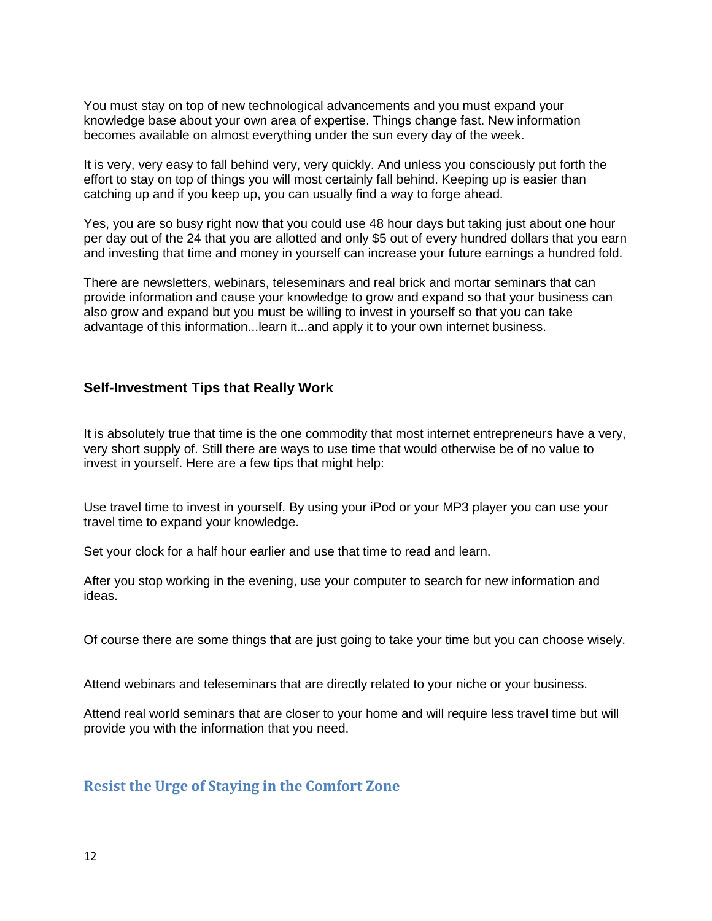You must stay on top of new technological advancements and you must expand your knowledge base about your own area of expertise. Things change fast. New information becomes available on almost everything under the sun every day of the week.

It is very, very easy to fall behind very, very quickly. And unless you consciously put forth the effort to stay on top of things you will most certainly fall behind. Keeping up is easier than catching up and if you keep up, you can usually find a way to forge ahead.

Yes, you are so busy right now that you could use 48 hour days but taking just about one hour per day out of the 24 that you are allotted and only $5 out of every hundred dollars that you earn and investing that time and money in yourself can increase your future earnings a hundred fold.

There are newsletters, webinars, teleseminars and real brick and mortar seminars that can provide information and cause your knowledge to grow and expand so that your business can also grow and expand but you must be willing to invest in yourself so that you can take advantage of this information...learn it...and apply it to your own internet business.

### Self-Investment Tips that Really Work

It is absolutely true that time is the one commodity that most internet entrepreneurs have a very, very short supply of. Still there are ways to use time that would otherwise be of no value to invest in yourself. Here are a few tips that might help:

Use travel time to invest in yourself. By using your iPod or your MP3 player you can use your travel time to expand your knowledge.

Set your clock for a half hour earlier and use that time to read and learn.

After you stop working in the evening, use your computer to search for new information and ideas.

Of course there are some things that are just going to take your time but you can choose wisely.

Attend webinars and teleseminars that are directly related to your niche or your business.

Attend real world seminars that are closer to your home and will require less travel time but will provide you with the information that you need.

## Resist the Urge of Staying in the Comfort Zone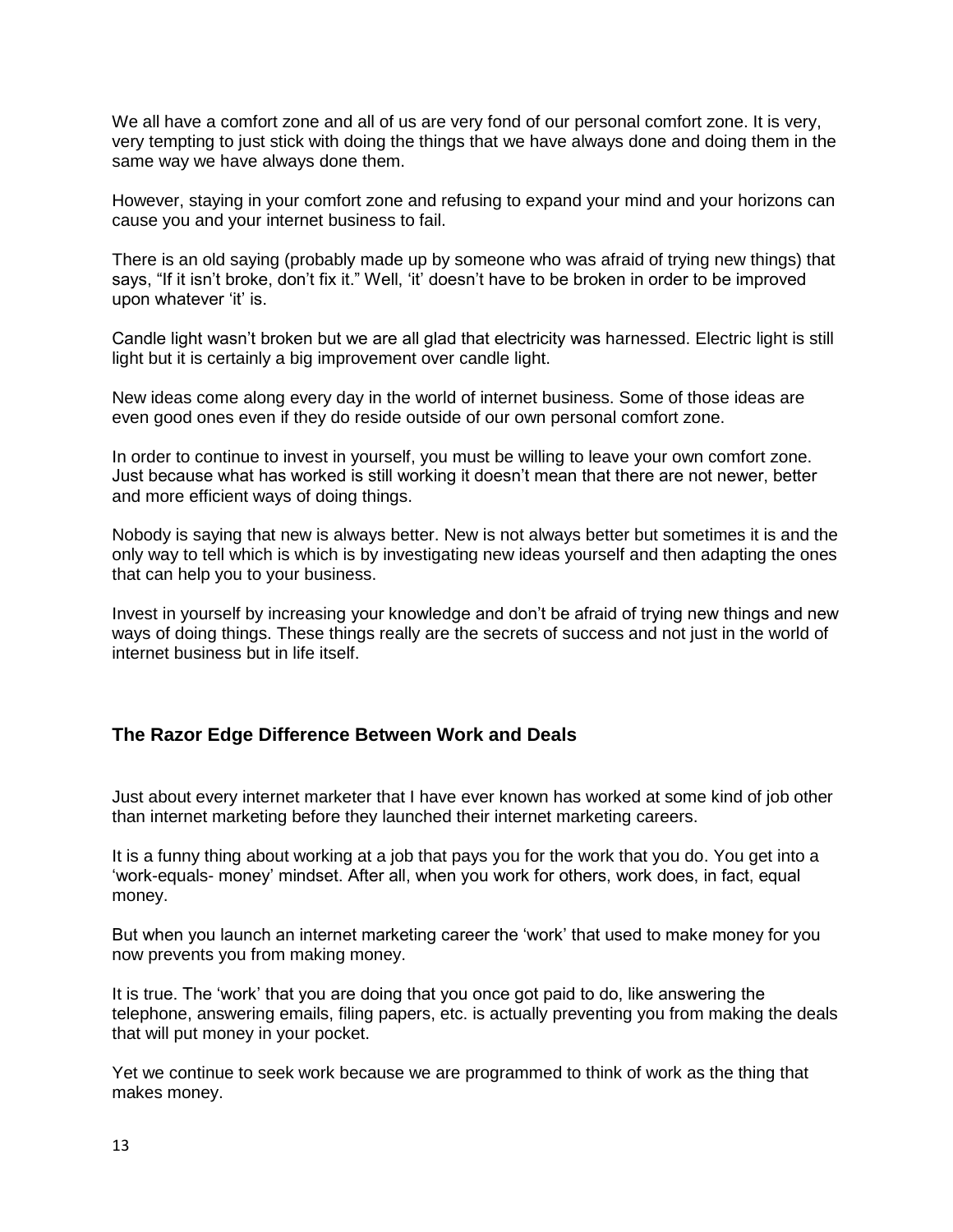We all have a comfort zone and all of us are very fond of our personal comfort zone. It is very, very tempting to just stick with doing the things that we have always done and doing them in the same way we have always done them.

However, staying in your comfort zone and refusing to expand your mind and your horizons can cause you and your internet business to fail.

There is an old saying (probably made up by someone who was afraid of trying new things) that says, "If it isn't broke, don't fix it." Well, 'it' doesn't have to be broken in order to be improved upon whatever 'it' is.

Candle light wasn't broken but we are all glad that electricity was harnessed. Electric light is still light but it is certainly a big improvement over candle light.

New ideas come along every day in the world of internet business. Some of those ideas are even good ones even if they do reside outside of our own personal comfort zone.

In order to continue to invest in yourself, you must be willing to leave your own comfort zone. Just because what has worked is still working it doesn't mean that there are not newer, better and more efficient ways of doing things.

Nobody is saying that new is always better. New is not always better but sometimes it is and the only way to tell which is which is by investigating new ideas yourself and then adapting the ones that can help you to your business.

Invest in yourself by increasing your knowledge and don't be afraid of trying new things and new ways of doing things. These things really are the secrets of success and not just in the world of internet business but in life itself.

## The Razor Edge Difference Between Work and Deals

Just about every internet marketer that I have ever known has worked at some kind of job other than internet marketing before they launched their internet marketing careers.

It is a funny thing about working at a job that pays you for the work that you do. You get into a 'work-equals- money' mindset. After all, when you work for others, work does, in fact, equal money.

But when you launch an internet marketing career the 'work' that used to make money for you now prevents you from making money.

It is true. The 'work' that you are doing that you once got paid to do, like answering the telephone, answering emails, filing papers, etc. is actually preventing you from making the deals that will put money in your pocket.

Yet we continue to seek work because we are programmed to think of work as the thing that makes money.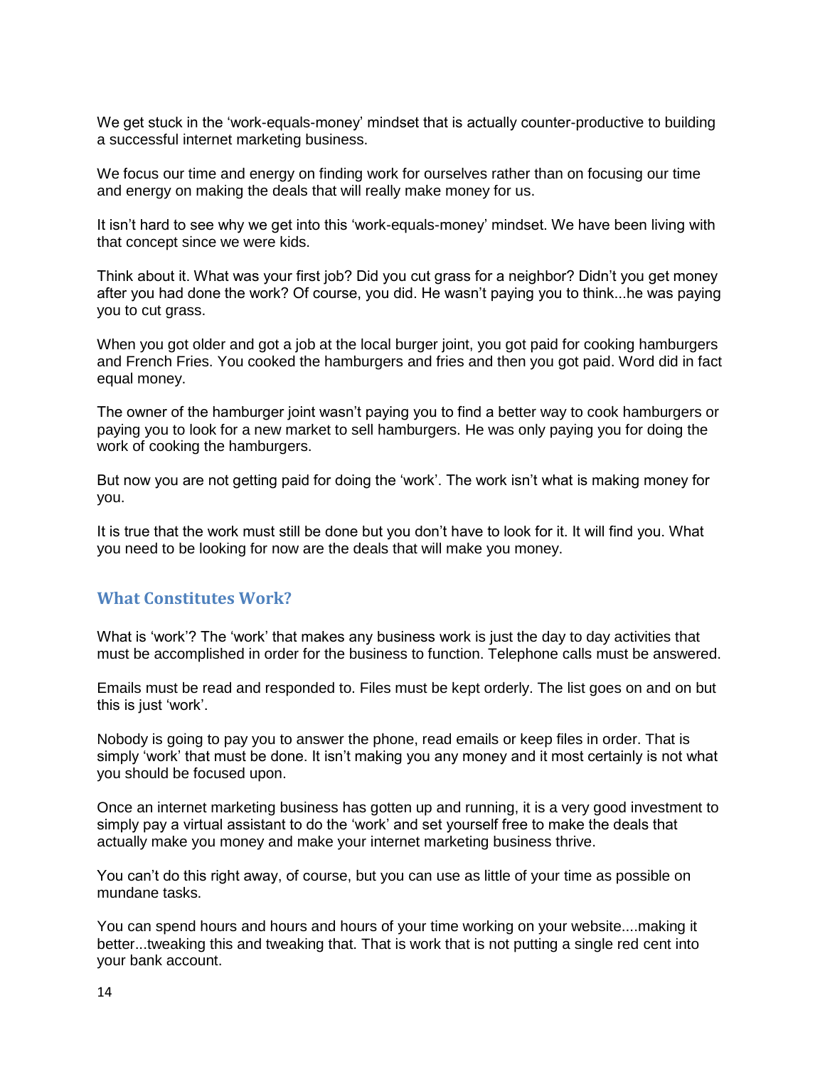We get stuck in the 'work-equals-money' mindset that is actually counter-productive to building a successful internet marketing business.

We focus our time and energy on finding work for ourselves rather than on focusing our time and energy on making the deals that will really make money for us.

It isn't hard to see why we get into this 'work-equals-money' mindset. We have been living with that concept since we were kids.

Think about it. What was your first job? Did you cut grass for a neighbor? Didn't you get money after you had done the work? Of course, you did. He wasn't paying you to think...he was paying you to cut grass.

When you got older and got a job at the local burger joint, you got paid for cooking hamburgers and French Fries. You cooked the hamburgers and fries and then you got paid. Word did in fact equal money.

The owner of the hamburger joint wasn't paying you to find a better way to cook hamburgers or paying you to look for a new market to sell hamburgers. He was only paying you for doing the work of cooking the hamburgers.

But now you are not getting paid for doing the 'work'. The work isn't what is making money for you.

It is true that the work must still be done but you don't have to look for it. It will find you. What you need to be looking for now are the deals that will make you money.

## What Constitutes Work?

What is 'work'? The 'work' that makes any business work is just the day to day activities that must be accomplished in order for the business to function. Telephone calls must be answered.

Emails must be read and responded to. Files must be kept orderly. The list goes on and on but this is just 'work'.

Nobody is going to pay you to answer the phone, read emails or keep files in order. That is simply 'work' that must be done. It isn't making you any money and it most certainly is not what you should be focused upon.

Once an internet marketing business has gotten up and running, it is a very good investment to simply pay a virtual assistant to do the 'work' and set yourself free to make the deals that actually make you money and make your internet marketing business thrive.

You can't do this right away, of course, but you can use as little of your time as possible on mundane tasks.

You can spend hours and hours and hours of your time working on your website....making it better...tweaking this and tweaking that. That is work that is not putting a single red cent into your bank account.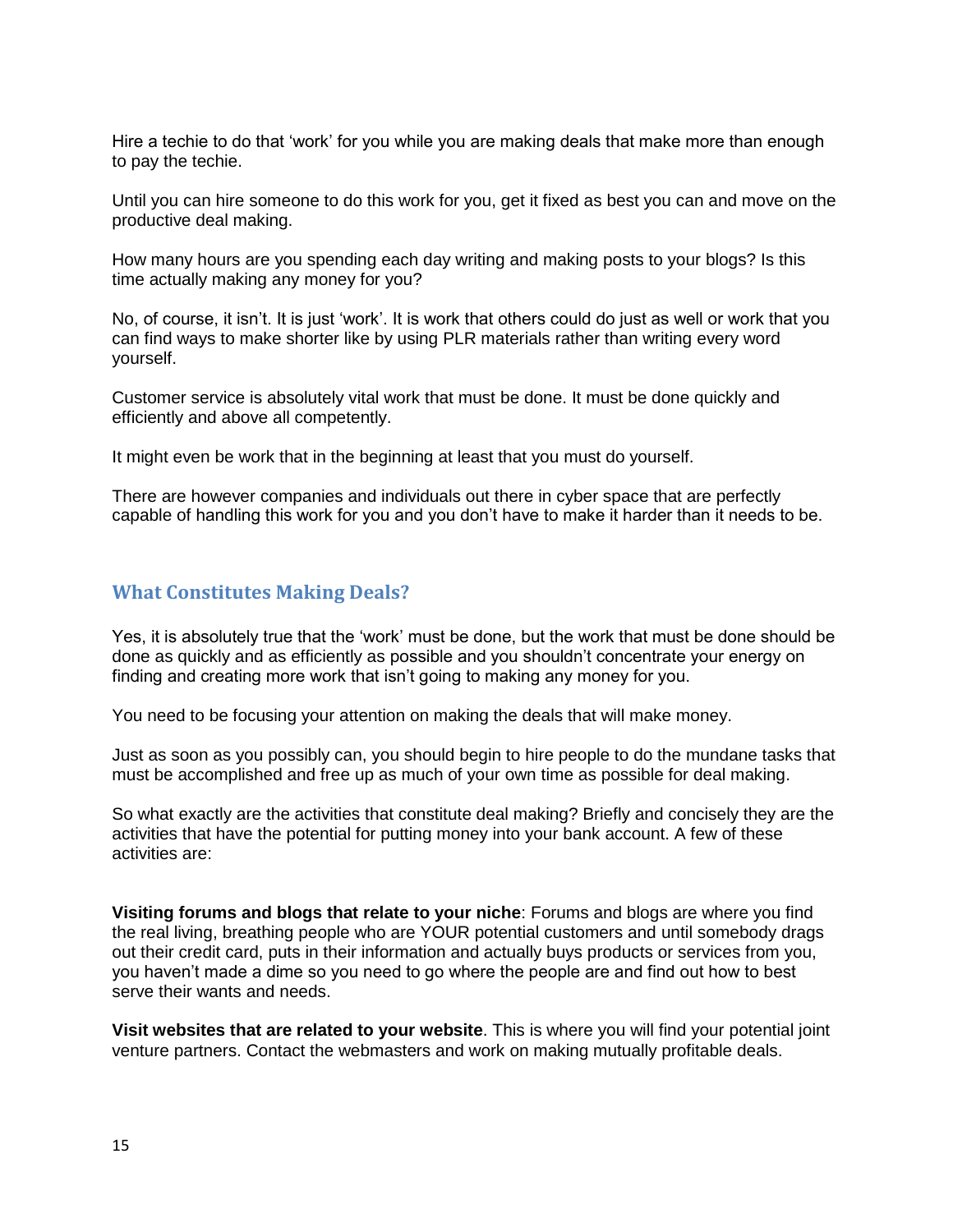Hire a techie to do that 'work' for you while you are making deals that make more than enough to pay the techie.

Until you can hire someone to do this work for you, get it fixed as best you can and move on the productive deal making.

How many hours are you spending each day writing and making posts to your blogs? Is this time actually making any money for you?

No, of course, it isn't. It is just 'work'. It is work that others could do just as well or work that you can find ways to make shorter like by using PLR materials rather than writing every word yourself.

Customer service is absolutely vital work that must be done. It must be done quickly and efficiently and above all competently.

It might even be work that in the beginning at least that you must do yourself.

There are however companies and individuals out there in cyber space that are perfectly capable of handling this work for you and you don't have to make it harder than it needs to be.

## What Constitutes Making Deals?

Yes, it is absolutely true that the 'work' must be done, but the work that must be done should be done as quickly and as efficiently as possible and you shouldn't concentrate your energy on finding and creating more work that isn't going to making any money for you.

You need to be focusing your attention on making the deals that will make money.

Just as soon as you possibly can, you should begin to hire people to do the mundane tasks that must be accomplished and free up as much of your own time as possible for deal making.

So what exactly are the activities that constitute deal making? Briefly and concisely they are the activities that have the potential for putting money into your bank account. A few of these activities are:

**Visiting forums and blogs that relate to your niche**: Forums and blogs are where you find the real living, breathing people who are YOUR potential customers and until somebody drags out their credit card, puts in their information and actually buys products or services from you, you haven't made a dime so you need to go where the people are and find out how to best serve their wants and needs.

**Visit websites that are related to your website**. This is where you will find your potential joint venture partners. Contact the webmasters and work on making mutually profitable deals.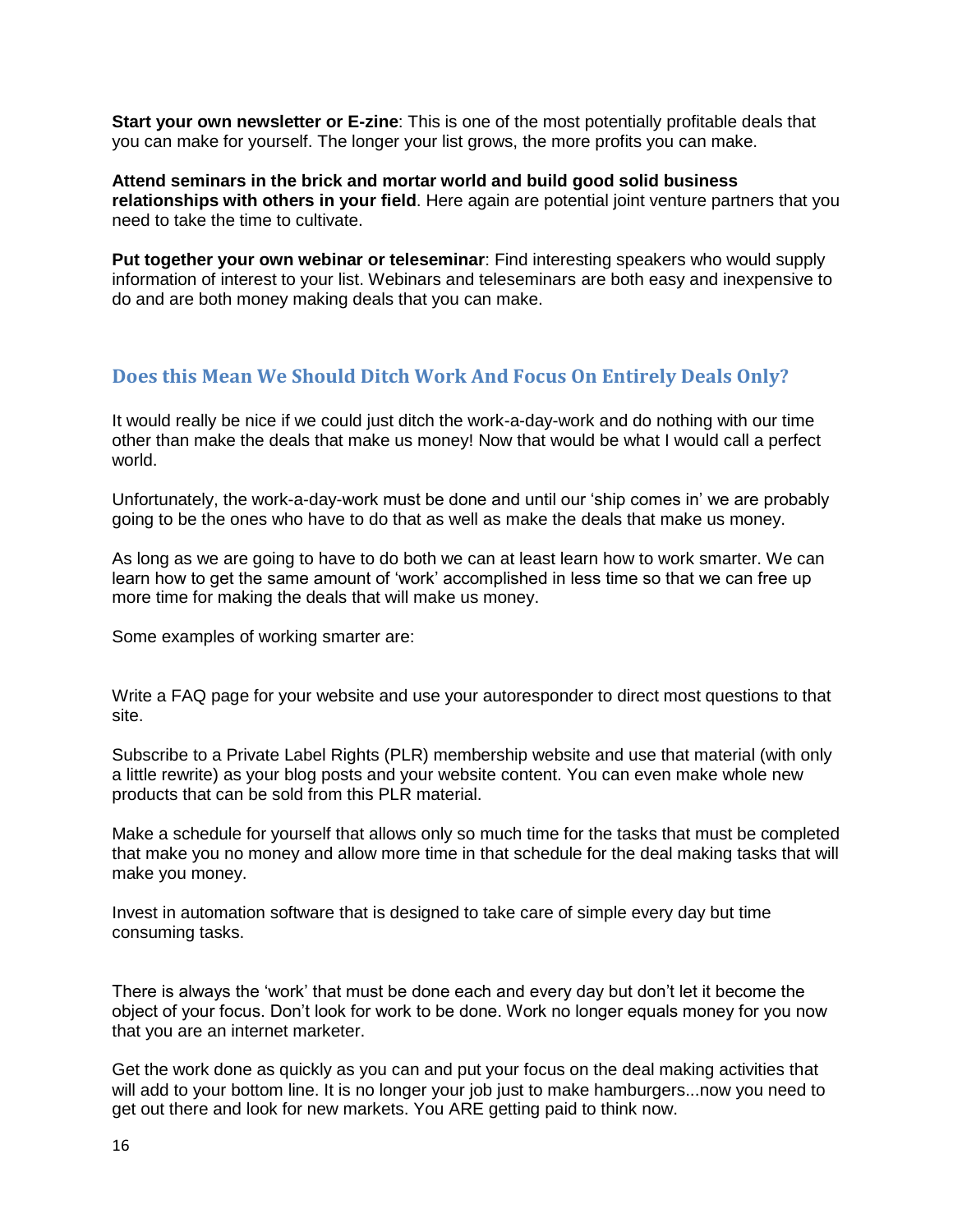**Start your own newsletter or E-zine**: This is one of the most potentially profitable deals that you can make for yourself. The longer your list grows, the more profits you can make.

**Attend seminars in the brick and mortar world and build good solid business relationships with others in your field**. Here again are potential joint venture partners that you need to take the time to cultivate.

**Put together your own webinar or teleseminar**: Find interesting speakers who would supply information of interest to your list. Webinars and teleseminars are both easy and inexpensive to do and are both money making deals that you can make.

## Does this Mean We Should Ditch Work And Focus On Entirely Deals Only?

It would really be nice if we could just ditch the work-a-day-work and do nothing with our time other than make the deals that make us money! Now that would be what I would call a perfect world.

Unfortunately, the work-a-day-work must be done and until our 'ship comes in' we are probably going to be the ones who have to do that as well as make the deals that make us money.

As long as we are going to have to do both we can at least learn how to work smarter. We can learn how to get the same amount of 'work' accomplished in less time so that we can free up more time for making the deals that will make us money.

Some examples of working smarter are:

Write a FAQ page for your website and use your autoresponder to direct most questions to that site.

Subscribe to a Private Label Rights (PLR) membership website and use that material (with only a little rewrite) as your blog posts and your website content. You can even make whole new products that can be sold from this PLR material.

Make a schedule for yourself that allows only so much time for the tasks that must be completed that make you no money and allow more time in that schedule for the deal making tasks that will make you money.

Invest in automation software that is designed to take care of simple every day but time consuming tasks.

There is always the 'work' that must be done each and every day but don't let it become the object of your focus. Don't look for work to be done. Work no longer equals money for you now that you are an internet marketer.

Get the work done as quickly as you can and put your focus on the deal making activities that will add to your bottom line. It is no longer your job just to make hamburgers...now you need to get out there and look for new markets. You ARE getting paid to think now.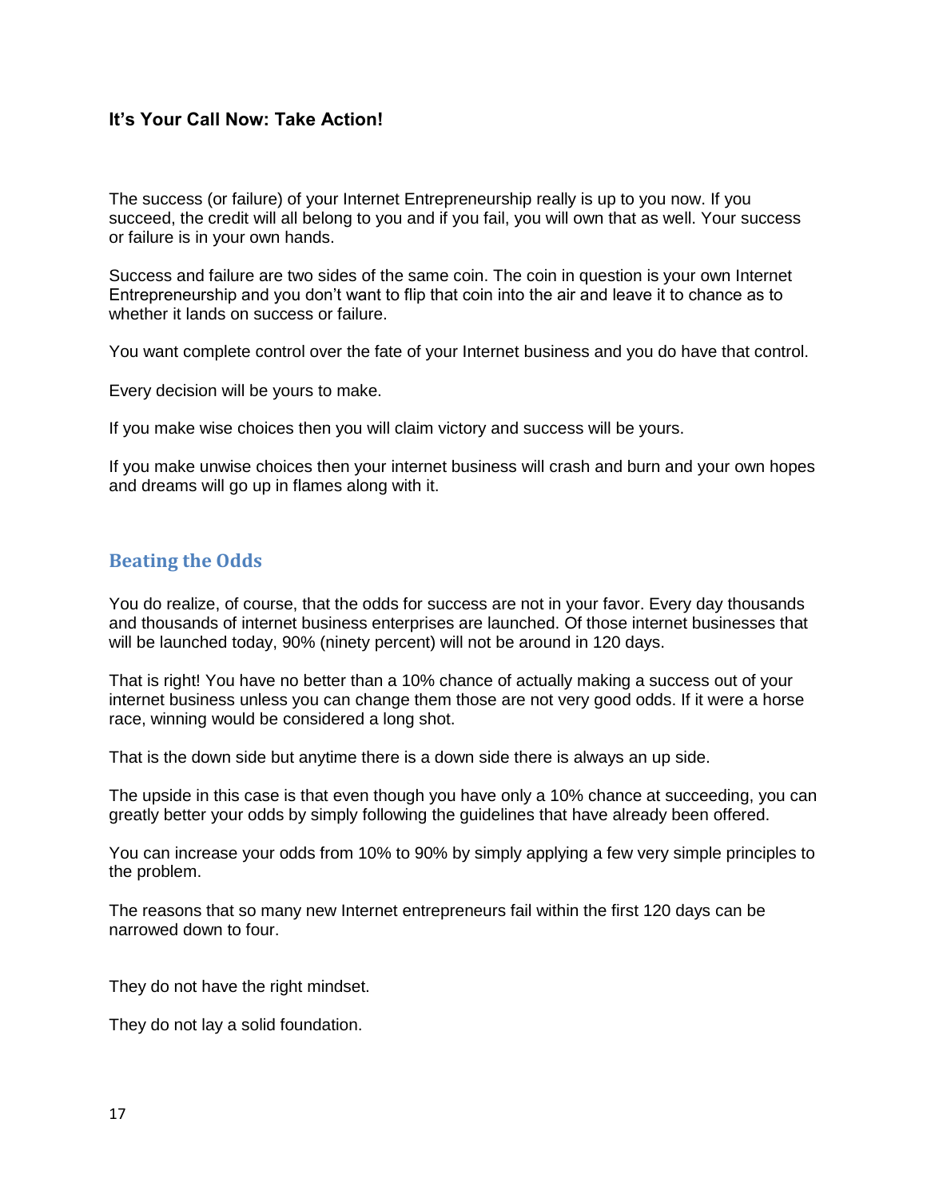### It's Your Call Now: Take Action!

The success (or failure) of your Internet Entrepreneurship really is up to you now. If you succeed, the credit will all belong to you and if you fail, you will own that as well. Your success or failure is in your own hands.

Success and failure are two sides of the same coin. The coin in question is your own Internet Entrepreneurship and you don't want to flip that coin into the air and leave it to chance as to whether it lands on success or failure.

You want complete control over the fate of your Internet business and you do have that control.

Every decision will be yours to make.

If you make wise choices then you will claim victory and success will be yours.

If you make unwise choices then your internet business will crash and burn and your own hopes and dreams will go up in flames along with it.

## Beating the Odds

You do realize, of course, that the odds for success are not in your favor. Every day thousands and thousands of internet business enterprises are launched. Of those internet businesses that will be launched today, 90% (ninety percent) will not be around in 120 days.

That is right! You have no better than a 10% chance of actually making a success out of your internet business unless you can change them those are not very good odds. If it were a horse race, winning would be considered a long shot.

That is the down side but anytime there is a down side there is always an up side.

The upside in this case is that even though you have only a 10% chance at succeeding, you can greatly better your odds by simply following the guidelines that have already been offered.

You can increase your odds from 10% to 90% by simply applying a few very simple principles to the problem.

The reasons that so many new Internet entrepreneurs fail within the first 120 days can be narrowed down to four.

They do not have the right mindset.

They do not lay a solid foundation.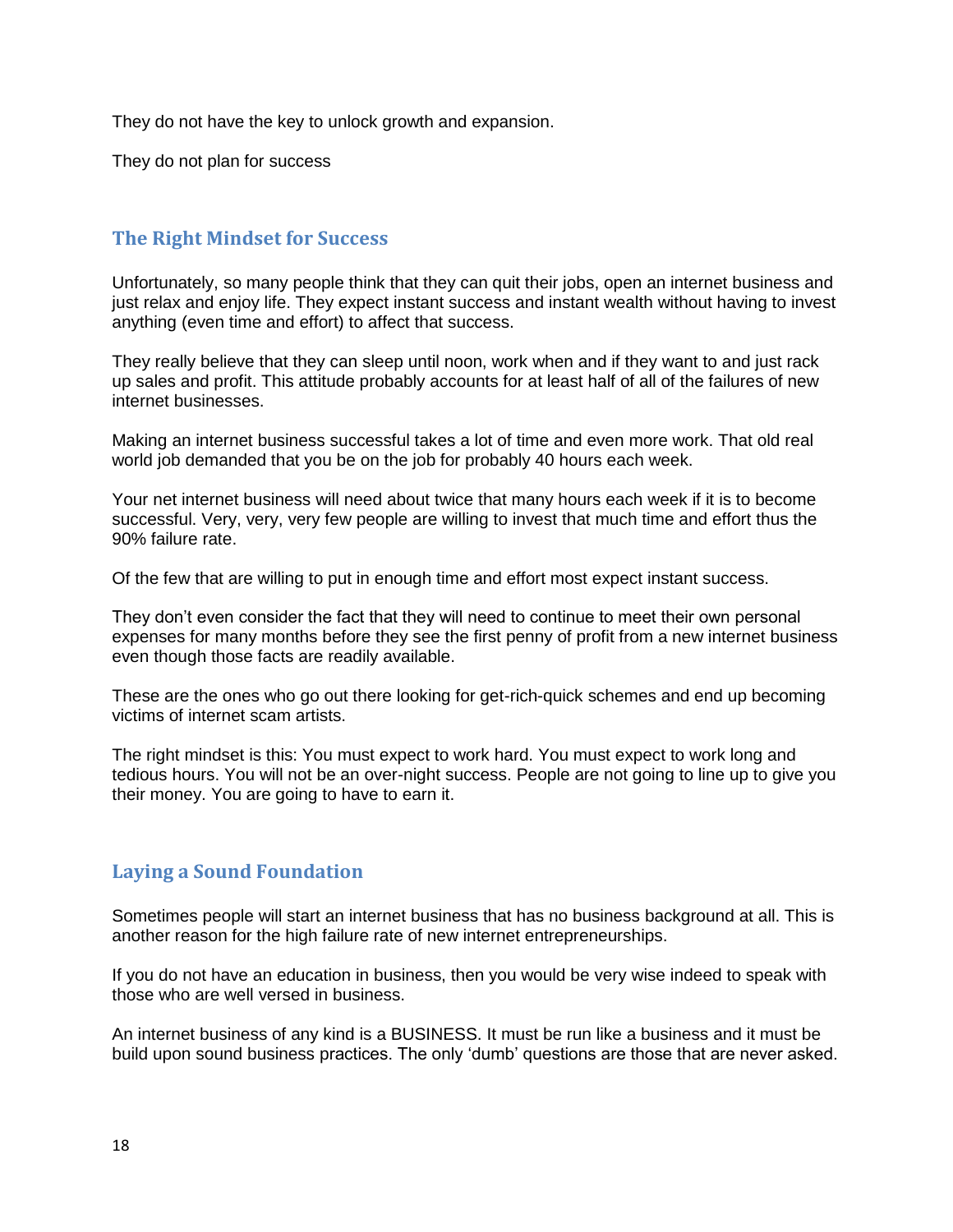They do not have the key to unlock growth and expansion.

They do not plan for success

## The Right Mindset for Success

Unfortunately, so many people think that they can quit their jobs, open an internet business and just relax and enjoy life. They expect instant success and instant wealth without having to invest anything (even time and effort) to affect that success.

They really believe that they can sleep until noon, work when and if they want to and just rack up sales and profit. This attitude probably accounts for at least half of all of the failures of new internet businesses.

Making an internet business successful takes a lot of time and even more work. That old real world job demanded that you be on the job for probably 40 hours each week.

Your net internet business will need about twice that many hours each week if it is to become successful. Very, very, very few people are willing to invest that much time and effort thus the 90% failure rate.

Of the few that are willing to put in enough time and effort most expect instant success.

They don't even consider the fact that they will need to continue to meet their own personal expenses for many months before they see the first penny of profit from a new internet business even though those facts are readily available.

These are the ones who go out there looking for get-rich-quick schemes and end up becoming victims of internet scam artists.

The right mindset is this: You must expect to work hard. You must expect to work long and tedious hours. You will not be an over-night success. People are not going to line up to give you their money. You are going to have to earn it.

## Laying a Sound Foundation

Sometimes people will start an internet business that has no business background at all. This is another reason for the high failure rate of new internet entrepreneurships.

If you do not have an education in business, then you would be very wise indeed to speak with those who are well versed in business.

An internet business of any kind is a BUSINESS. It must be run like a business and it must be build upon sound business practices. The only 'dumb' questions are those that are never asked.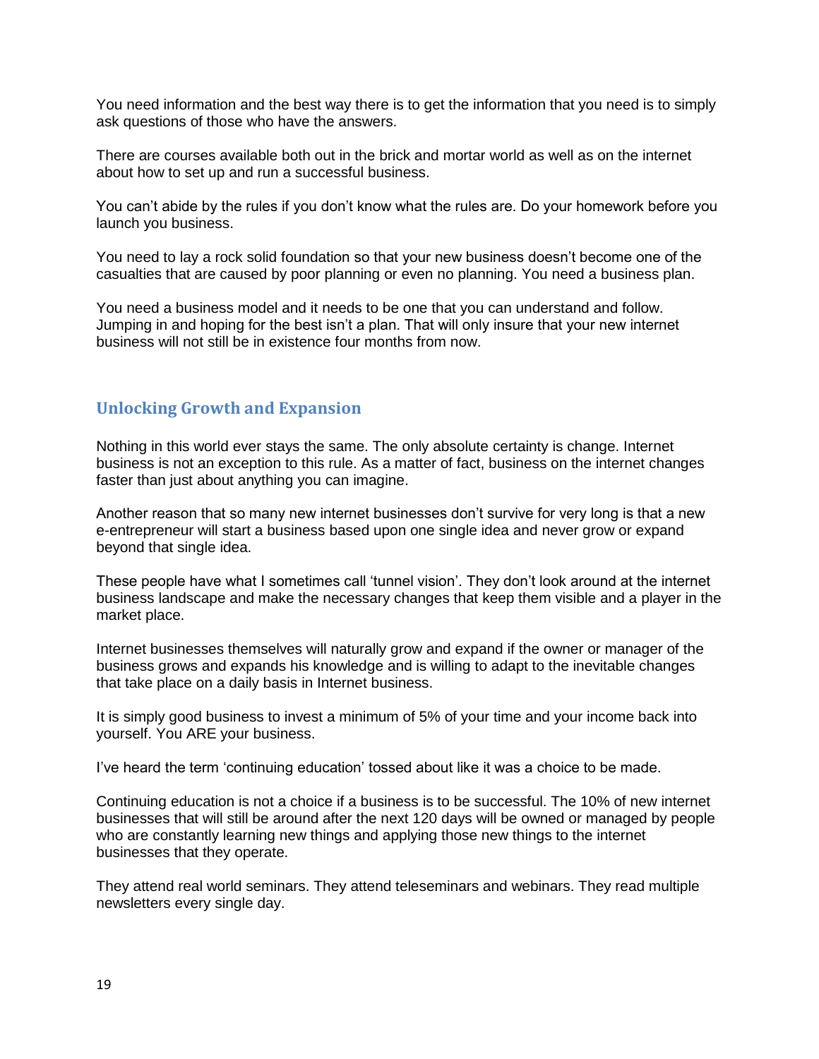You need information and the best way there is to get the information that you need is to simply ask questions of those who have the answers.

There are courses available both out in the brick and mortar world as well as on the internet about how to set up and run a successful business.

You can't abide by the rules if you don't know what the rules are. Do your homework before you launch you business.

You need to lay a rock solid foundation so that your new business doesn't become one of the casualties that are caused by poor planning or even no planning. You need a business plan.

You need a business model and it needs to be one that you can understand and follow. Jumping in and hoping for the best isn't a plan. That will only insure that your new internet business will not still be in existence four months from now.

## Unlocking Growth and Expansion

Nothing in this world ever stays the same. The only absolute certainty is change. Internet business is not an exception to this rule. As a matter of fact, business on the internet changes faster than just about anything you can imagine.

Another reason that so many new internet businesses don't survive for very long is that a new e-entrepreneur will start a business based upon one single idea and never grow or expand beyond that single idea.

These people have what I sometimes call 'tunnel vision'. They don't look around at the internet business landscape and make the necessary changes that keep them visible and a player in the market place.

Internet businesses themselves will naturally grow and expand if the owner or manager of the business grows and expands his knowledge and is willing to adapt to the inevitable changes that take place on a daily basis in Internet business.

It is simply good business to invest a minimum of 5% of your time and your income back into yourself. You ARE your business.

I've heard the term 'continuing education' tossed about like it was a choice to be made.

Continuing education is not a choice if a business is to be successful. The 10% of new internet businesses that will still be around after the next 120 days will be owned or managed by people who are constantly learning new things and applying those new things to the internet businesses that they operate.

They attend real world seminars. They attend teleseminars and webinars. They read multiple newsletters every single day.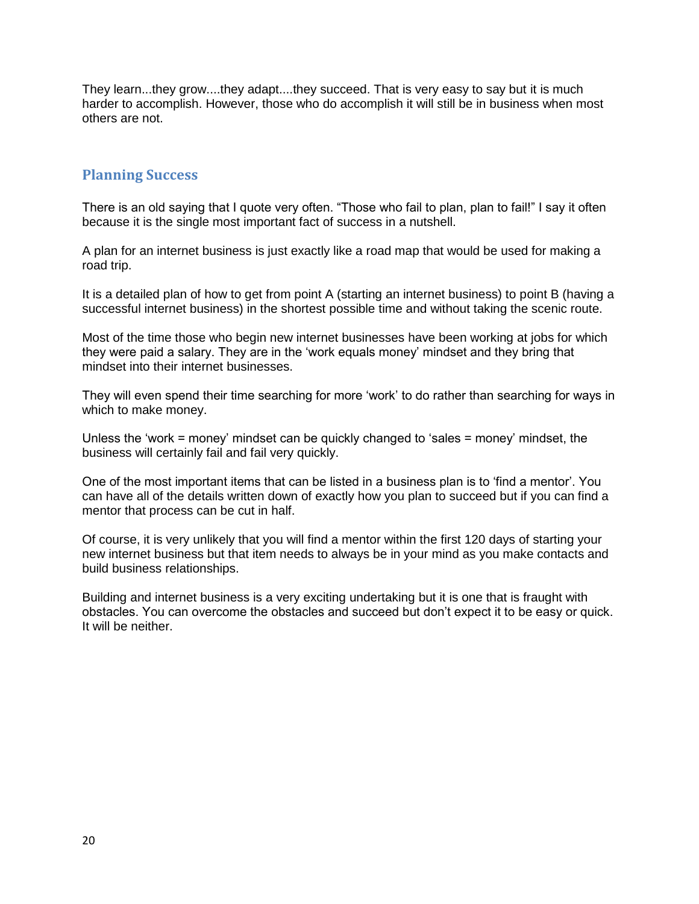They learn...they grow....they adapt....they succeed. That is very easy to say but it is much harder to accomplish. However, those who do accomplish it will still be in business when most others are not.

## Planning Success

There is an old saying that I quote very often. "Those who fail to plan, plan to fail!" I say it often because it is the single most important fact of success in a nutshell.

A plan for an internet business is just exactly like a road map that would be used for making a road trip.

It is a detailed plan of how to get from point A (starting an internet business) to point B (having a successful internet business) in the shortest possible time and without taking the scenic route.

Most of the time those who begin new internet businesses have been working at jobs for which they were paid a salary. They are in the 'work equals money' mindset and they bring that mindset into their internet businesses.

They will even spend their time searching for more 'work' to do rather than searching for ways in which to make money.

Unless the 'work = money' mindset can be quickly changed to 'sales = money' mindset, the business will certainly fail and fail very quickly.

One of the most important items that can be listed in a business plan is to 'find a mentor'. You can have all of the details written down of exactly how you plan to succeed but if you can find a mentor that process can be cut in half.

Of course, it is very unlikely that you will find a mentor within the first 120 days of starting your new internet business but that item needs to always be in your mind as you make contacts and build business relationships.

Building and internet business is a very exciting undertaking but it is one that is fraught with obstacles. You can overcome the obstacles and succeed but don't expect it to be easy or quick. It will be neither.